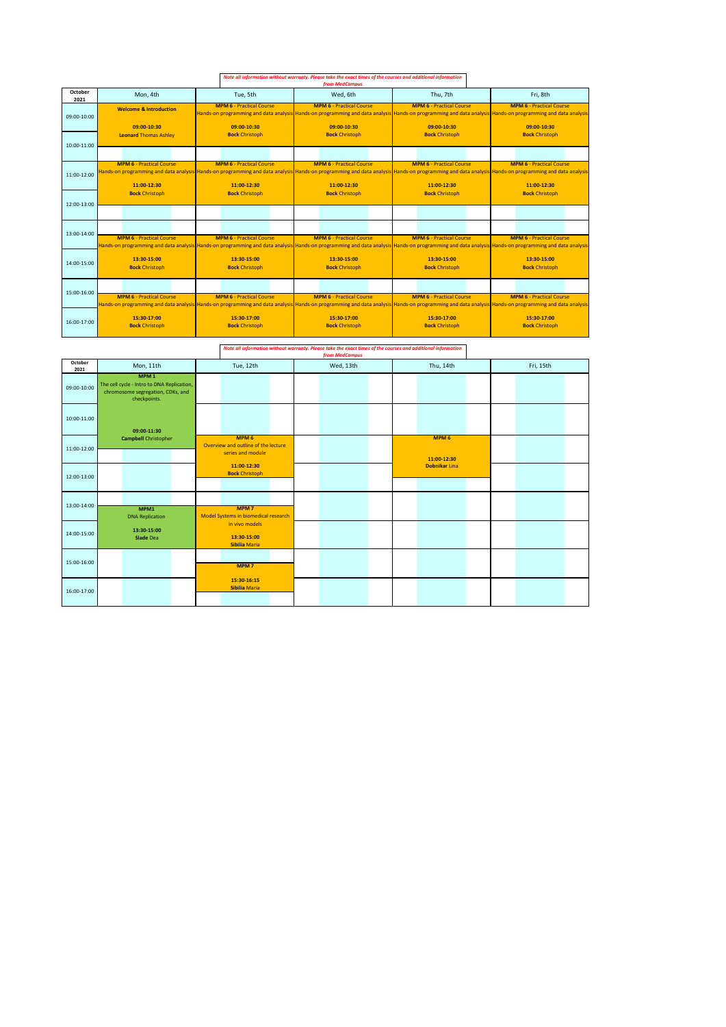*Note all information without warranty. Please take the exact times of the courses and additional information from MedCampus*

| October 2021 | Mon, 4th | Tue, 5th | Wed, 6th | Thu, 7th | Fri, 8th |
|---|---|---|---|---|---|
| 09:00-10:00 | **Welcome & Introduction** 09:00-10:30 **Leonard** Thomas Ashley | **MPM 6** - Practical Course Hands-on programming and data analysis 09:00-10:30 **Bock** Christoph | **MPM 6** - Practical Course Hands-on programming and data analysis 09:00-10:30 **Bock** Christoph | **MPM 6** - Practical Course Hands-on programming and data analysis 09:00-10:30 **Bock** Christoph | **MPM 6** - Practical Course Hands-on programming and data analysis 09:00-10:30 **Bock** Christoph |
| 10:00-11:00 | | | | | |
| 11:00-12:00 | **MPM 6** - Practical Course Hands-on programming and data analysis 11:00-12:30 **Bock** Christoph | **MPM 6** - Practical Course Hands-on programming and data analysis 11:00-12:30 **Bock** Christoph | **MPM 6** - Practical Course Hands-on programming and data analysis 11:00-12:30 **Bock** Christoph | **MPM 6** - Practical Course Hands-on programming and data analysis 11:00-12:30 **Bock** Christoph | **MPM 6** - Practical Course Hands-on programming and data analysis 11:00-12:30 **Bock** Christoph |
| 12:00-13:00 | | | | | |
| 13:00-14:00 | **MPM 6** - Practical Course Hands-on programming and data analysis 13:30-15:00 **Bock** Christoph | **MPM 6** - Practical Course Hands-on programming and data analysis 13:30-15:00 **Bock** Christoph | **MPM 6** - Practical Course Hands-on programming and data analysis 13:30-15:00 **Bock** Christoph | **MPM 6** - Practical Course Hands-on programming and data analysis 13:30-15:00 **Bock** Christoph | **MPM 6** - Practical Course Hands-on programming and data analysis 13:30-15:00 **Bock** Christoph |
| 14:00-15:00 | | | | | |
| 15:00-16:00 | **MPM 6** - Practical Course Hands-on programming and data analysis 15:30-17:00 **Bock** Christoph | **MPM 6** - Practical Course Hands-on programming and data analysis 15:30-17:00 **Bock** Christoph | **MPM 6** - Practical Course Hands-on programming and data analysis 15:30-17:00 **Bock** Christoph | **MPM 6** - Practical Course Hands-on programming and data analysis 15:30-17:00 **Bock** Christoph | **MPM 6** - Practical Course Hands-on programming and data analysis 15:30-17:00 **Bock** Christoph |
| 16:00-17:00 | | | | | |

*Note all information without warranty. Please take the exact times of the courses and additional information from MedCampus*

| October 2021 | Mon, 11th | Tue, 12th | Wed, 13th | Thu, 14th | Fri, 15th |
|---|---|---|---|---|---|
| 09:00-10:00 | **MPM 1** The cell cycle - Intro to DNA Replication, chromosome segregation, CDKs, and checkpoints. 09:00-11:30 **Campbell** Christopher | | | | |
| 10:00-11:00 | | | | | |
| 11:00-12:00 | | **MPM 6** Overview and outline of the lecture series and module 11:00-12:30 **Bock** Christoph | | **MPM 6** 11:00-12:30 **Dobnikar** Lina | |
| 12:00-13:00 | | | | | |
| 13:00-14:00 | **MPM1** DNA Replication 13:30-15:00 **Slade** Dea | **MPM 7** Model Systems in biomedical research in vivo models 13:30-15:00 **Sibilia** Maria | | | |
| 14:00-15:00 | | | | | |
| 15:00-16:00 | | **MPM 7** 15:30-16:15 **Sibilia** Maria | | | |
| 16:00-17:00 | | | | | |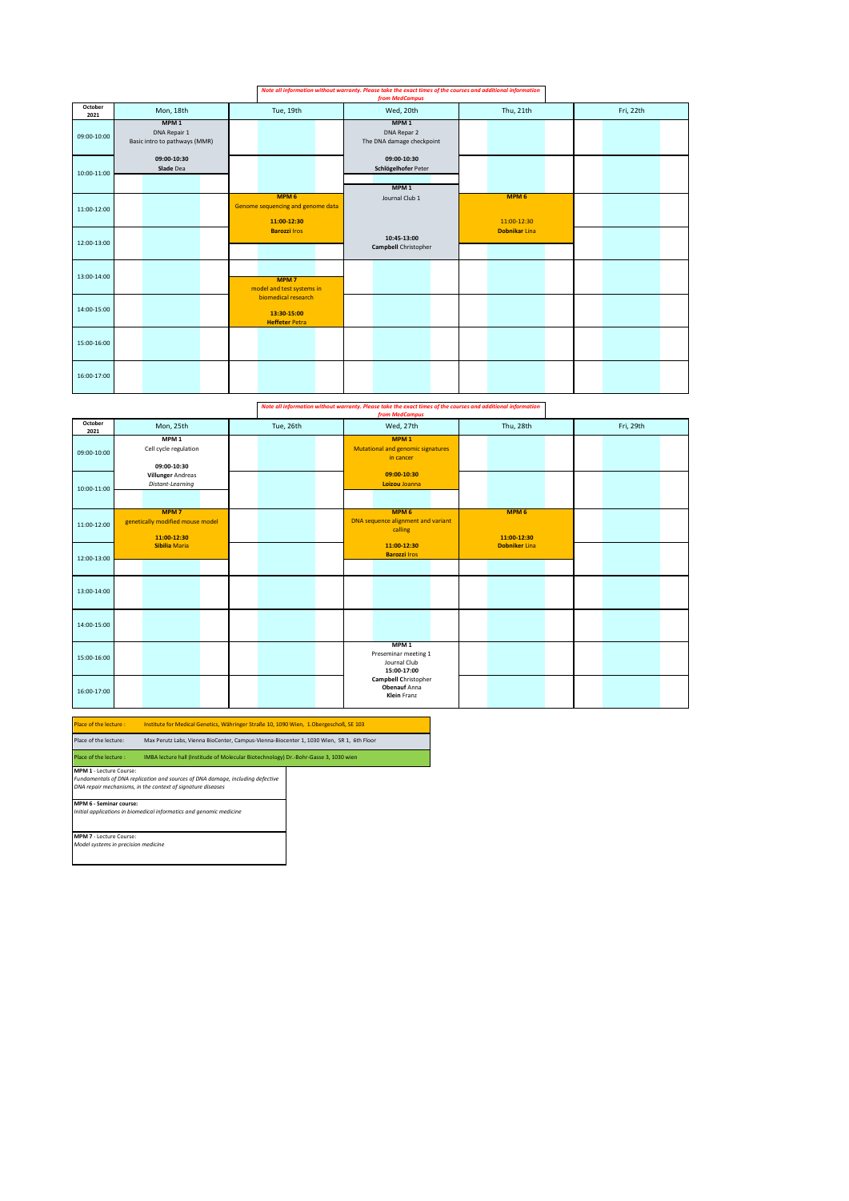*Note all information without warranty. Please take the exact times of the courses and additional information from MedCampus*

| October 2021 | Mon, 18th | Tue, 19th | Wed, 20th | Thu, 21th | Fri, 22th |
|---|---|---|---|---|---|
| 09:00-10:00 | **MPM 1** DNA Repair 1 Basic intro to pathways (MMR) | | **MPM 1** DNA Repair 2 The DNA damage checkpoint | | |
| 10:00-11:00 | **09:00-10:30** **Slade** Dea | | **09:00-10:30** **Schlögelhofer** Peter | | |
| 11:00-12:00 | | **MPM 6** Genome sequencing and genome data **11:00-12:30** | **MPM 1** Journal Club 1 | **MPM 6** **11:00-12:30** | |
| 12:00-13:00 | | **Barozzi** Iros | **10:45-13:00** **Campbell** Christopher | **Dobnikar** Lina | |
| 13:00-14:00 | | **MPM 7** model and test systems in biomedical research | | | |
| 14:00-15:00 | | **13:30-15:00** **Heffeter** Petra | | | |
| 15:00-16:00 | | | | | |
| 16:00-17:00 | | | | | |

*Note all information without warranty. Please take the exact times of the courses and additional information from MedCampus*

| October 2021 | Mon, 25th | Tue, 26th | Wed, 27th | Thu, 28th | Fri, 29th |
|---|---|---|---|---|---|
| 09:00-10:00 | **MPM 1** Cell cycle regulation **09:00-10:30** | | **MPM 1** Mutational and genomic signatures in cancer | | |
| 10:00-11:00 | **Villunger** Andreas *Distant-Learning* | | **09:00-10:30** **Loizou** Joanna | | |
| 11:00-12:00 | **MPM 7** genetically modified mouse model **11:00-12:30** | | **MPM 6** DNA sequence alignment and variant calling | **MPM 6** **11:00-12:30** | |
| 12:00-13:00 | **Sibilia** Maria | | **11:00-12:30** **Barozzi** Iros | **Dobniker** Lina | |
| 13:00-14:00 | | | | | |
| 14:00-15:00 | | | | | |
| 15:00-16:00 | | | **MPM 1** Preseminar meeting 1 Journal Club **15:00-17:00** | | |
| 16:00-17:00 | | | **Campbell** Christopher **Obenauf** Anna **Klein** Franz | | |

| | |
|---|---|
| Place of the lecture : | Institute for Medical Genetics, Währinger Straße 10, 1090 Wien, 1.Obergeschoß, SE 103 |
| Place of the lecture: | Max Perutz Labs, Vienna BioCenter, Campus-Vienna-Biocenter 1, 1030 Wien, SR 1, 6th Floor |
| Place of the lecture : | IMBA lecture hall (Institute of Molecular Biotechnology) Dr.-Bohr-Gasse 3, 1030 wien |

**MPM 1** - Lecture Course:
*Fundamentals of DNA replication and sources of DNA damage, including defective DNA repair mechanisms, in the context of signature diseases*

**MPM 6 - Seminar course:**
*Initial applications in biomedical informatics and genomic medicine*

**MPM 7** - Lecture Course:
*Model systems in precision medicine*